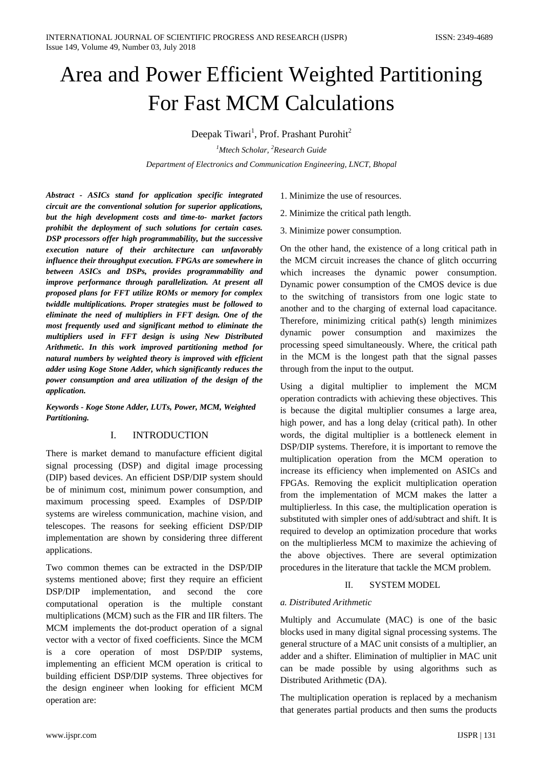# Area and Power Efficient Weighted Partitioning For Fast MCM Calculations

Deepak Tiwari[1], Prof. Prashant Purohit[2]

[1]*Mtech Scholar,* [2]*Research Guide*

*Department of Electronics and Communication Engineering, LNCT, Bhopal*

***Abstract - ASICs stand for application specific integrated circuit are the conventional solution for superior applications, but the high development costs and time-to- market factors prohibit the deployment of such solutions for certain cases. DSP processors offer high programmability, but the successive execution nature of their architecture can unfavorably influence their throughput execution. FPGAs are somewhere in between ASICs and DSPs, provides programmability and improve performance through parallelization. At present all proposed plans for FFT utilize ROMs or memory for complex twiddle multiplications. Proper strategies must be followed to eliminate the need of multipliers in FFT design. One of the most frequently used and significant method to eliminate the multipliers used in FFT design is using New Distributed Arithmetic. In this work improved partitioning method for natural numbers by weighted theory is improved with efficient adder using Koge Stone Adder, which significantly reduces the power consumption and area utilization of the design of the application.***

***Keywords - Koge Stone Adder, LUTs, Power, MCM, Weighted Partitioning.***

## I. INTRODUCTION

There is market demand to manufacture efficient digital signal processing (DSP) and digital image processing (DIP) based devices. An efficient DSP/DIP system should be of minimum cost, minimum power consumption, and maximum processing speed. Examples of DSP/DIP systems are wireless communication, machine vision, and telescopes. The reasons for seeking efficient DSP/DIP implementation are shown by considering three different applications.

Two common themes can be extracted in the DSP/DIP systems mentioned above; first they require an efficient DSP/DIP implementation, and second the core computational operation is the multiple constant multiplications (MCM) such as the FIR and IIR filters. The MCM implements the dot-product operation of a signal vector with a vector of fixed coefficients. Since the MCM is a core operation of most DSP/DIP systems, implementing an efficient MCM operation is critical to building efficient DSP/DIP systems. Three objectives for the design engineer when looking for efficient MCM operation are:

1. Minimize the use of resources.
2. Minimize the critical path length.
3. Minimize power consumption.

On the other hand, the existence of a long critical path in the MCM circuit increases the chance of glitch occurring which increases the dynamic power consumption. Dynamic power consumption of the CMOS device is due to the switching of transistors from one logic state to another and to the charging of external load capacitance. Therefore, minimizing critical path(s) length minimizes dynamic power consumption and maximizes the processing speed simultaneously. Where, the critical path in the MCM is the longest path that the signal passes through from the input to the output.

Using a digital multiplier to implement the MCM operation contradicts with achieving these objectives. This is because the digital multiplier consumes a large area, high power, and has a long delay (critical path). In other words, the digital multiplier is a bottleneck element in DSP/DIP systems. Therefore, it is important to remove the multiplication operation from the MCM operation to increase its efficiency when implemented on ASICs and FPGAs. Removing the explicit multiplication operation from the implementation of MCM makes the latter a multiplierless. In this case, the multiplication operation is substituted with simpler ones of add/subtract and shift. It is required to develop an optimization procedure that works on the multiplierless MCM to maximize the achieving of the above objectives. There are several optimization procedures in the literature that tackle the MCM problem.

## II. SYSTEM MODEL

### *a. Distributed Arithmetic*

Multiply and Accumulate (MAC) is one of the basic blocks used in many digital signal processing systems. The general structure of a MAC unit consists of a multiplier, an adder and a shifter. Elimination of multiplier in MAC unit can be made possible by using algorithms such as Distributed Arithmetic (DA).

The multiplication operation is replaced by a mechanism that generates partial products and then sums the products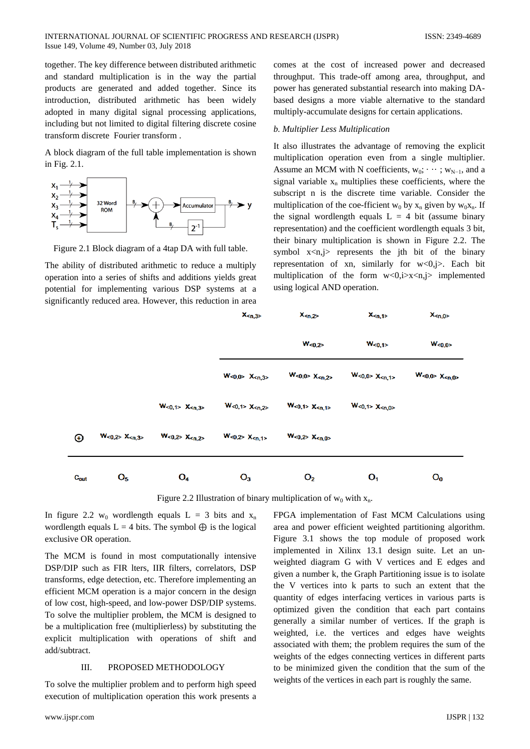together. The key difference between distributed arithmetic and standard multiplication is in the way the partial products are generated and added together. Since its introduction, distributed arithmetic has been widely adopted in many digital signal processing applications, including but not limited to digital filtering discrete cosine transform discrete Fourier transform .

A block diagram of the full table implementation is shown in Fig. 2.1.

Figure 2.1 Block diagram of a 4tap DA with full table.

The ability of distributed arithmetic to reduce a multiply operation into a series of shifts and additions yields great potential for implementing various DSP systems at a significantly reduced area. However, this reduction in area comes at the cost of increased power and decreased throughput. This trade-off among area, throughput, and power has generated substantial research into making DA-based designs a more viable alternative to the standard multiply-accumulate designs for certain applications.

*b. Multiplier Less Multiplication*

It also illustrates the advantage of removing the explicit multiplication operation even from a single multiplier. Assume an MCM with N coefficients, $w_0; \cdots ; w_{N-1}$, and a signal variable $x_n$ multiplies these coefficients, where the subscript n is the discrete time variable. Consider the multiplication of the coe-fficient $w_0$ by $x_n$ given by $w_0x_n$. If the signal wordlength equals L = 4 bit (assume binary representation) and the coefficient wordlength equals 3 bit, their binary multiplication is shown in Figure 2.2. The symbol x<n,j> represents the jth bit of the binary representation of xn, similarly for w<0,j>. Each bit multiplication of the form w<0,i>x<n,j> implemented using logical AND operation.

| | | | $x_{<n,3>}$ | $x_{<n,2>}$ | $x_{<n,1>}$ | $x_{<n,0>}$ |
|---|---|---|---|---|---|---|
| | | | | $w_{<0,2>}$ | $w_{<0,1>}$ | $w_{<0,0>}$ |
| | | | $w_{<0,0>}\ x_{<n,3>}$ | $w_{<0,0>}\ x_{<n,2>}$ | $w_{<0,0>}\ x_{<n,1>}$ | $w_{<0,0>}\ x_{<n,0>}$ |
| | | $w_{<0,1>}\ x_{<n,3>}$ | $w_{<0,1>}\ x_{<n,2>}$ | $w_{<0,1>}\ x_{<n,1>}$ | $w_{<0,1>}\ x_{<n,0>}$ | |
| $\oplus$ | $w_{<0,2>}\ x_{<n,3>}$ | $w_{<0,2>}\ x_{<n,2>}$ | $w_{<0,2>}\ x_{<n,1>}$ | $w_{<0,2>}\ x_{<n,0>}$ | | |
| $c_{out}$ | $O_5$ | $O_4$ | $O_3$ | $O_2$ | $O_1$ | $O_0$ |

Figure 2.2 Illustration of binary multiplication of $w_0$ with $x_n$.

In figure 2.2 $w_0$ wordlength equals L = 3 bits and $x_n$ wordlength equals L = 4 bits. The symbol $\oplus$ is the logical exclusive OR operation.

The MCM is found in most computationally intensive DSP/DIP such as FIR lters, IIR filters, correlators, DSP transforms, edge detection, etc. Therefore implementing an efficient MCM operation is a major concern in the design of low cost, high-speed, and low-power DSP/DIP systems. To solve the multiplier problem, the MCM is designed to be a multiplication free (multiplierless) by substituting the explicit multiplication with operations of shift and add/subtract.

## III. PROPOSED METHODOLOGY

To solve the multiplier problem and to perform high speed execution of multiplication operation this work presents a FPGA implementation of Fast MCM Calculations using area and power efficient weighted partitioning algorithm. Figure 3.1 shows the top module of proposed work implemented in Xilinx 13.1 design suite. Let an un-weighted diagram G with V vertices and E edges and given a number k, the Graph Partitioning issue is to isolate the V vertices into k parts to such an extent that the quantity of edges interfacing vertices in various parts is optimized given the condition that each part contains generally a similar number of vertices. If the graph is weighted, i.e. the vertices and edges have weights associated with them; the problem requires the sum of the weights of the edges connecting vertices in different parts to be minimized given the condition that the sum of the weights of the vertices in each part is roughly the same.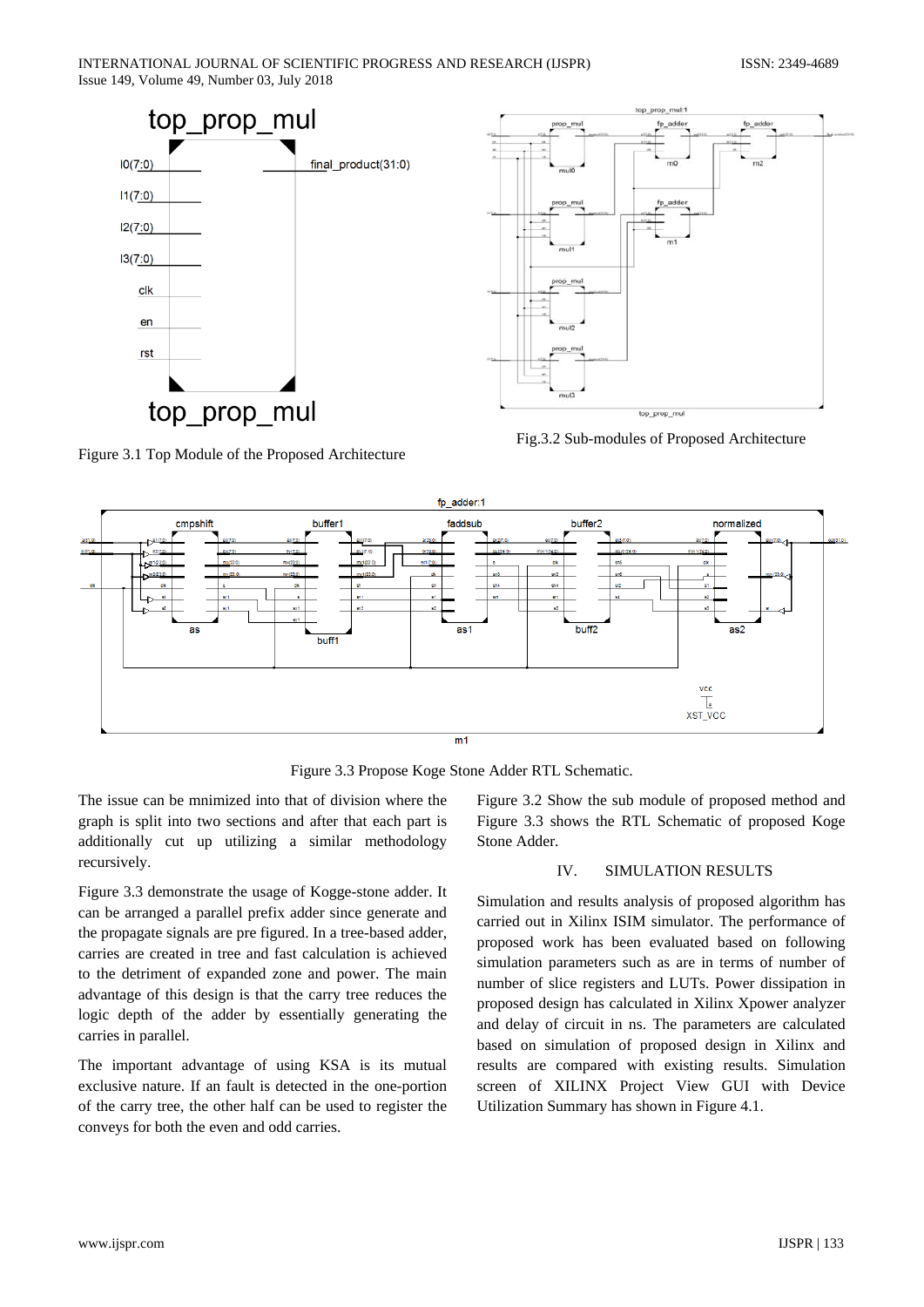Figure 3.1 Top Module of the Proposed Architecture

Fig.3.2 Sub-modules of Proposed Architecture

Figure 3.3 Propose Koge Stone Adder RTL Schematic.

The issue can be mnimized into that of division where the graph is split into two sections and after that each part is additionally cut up utilizing a similar methodology recursively.

Figure 3.3 demonstrate the usage of Kogge-stone adder. It can be arranged a parallel prefix adder since generate and the propagate signals are pre figured. In a tree-based adder, carries are created in tree and fast calculation is achieved to the detriment of expanded zone and power. The main advantage of this design is that the carry tree reduces the logic depth of the adder by essentially generating the carries in parallel.

The important advantage of using KSA is its mutual exclusive nature. If an fault is detected in the one-portion of the carry tree, the other half can be used to register the conveys for both the even and odd carries.

Figure 3.2 Show the sub module of proposed method and Figure 3.3 shows the RTL Schematic of proposed Koge Stone Adder.

## IV. SIMULATION RESULTS

Simulation and results analysis of proposed algorithm has carried out in Xilinx ISIM simulator. The performance of proposed work has been evaluated based on following simulation parameters such as are in terms of number of number of slice registers and LUTs. Power dissipation in proposed design has calculated in Xilinx Xpower analyzer and delay of circuit in ns. The parameters are calculated based on simulation of proposed design in Xilinx and results are compared with existing results. Simulation screen of XILINX Project View GUI with Device Utilization Summary has shown in Figure 4.1.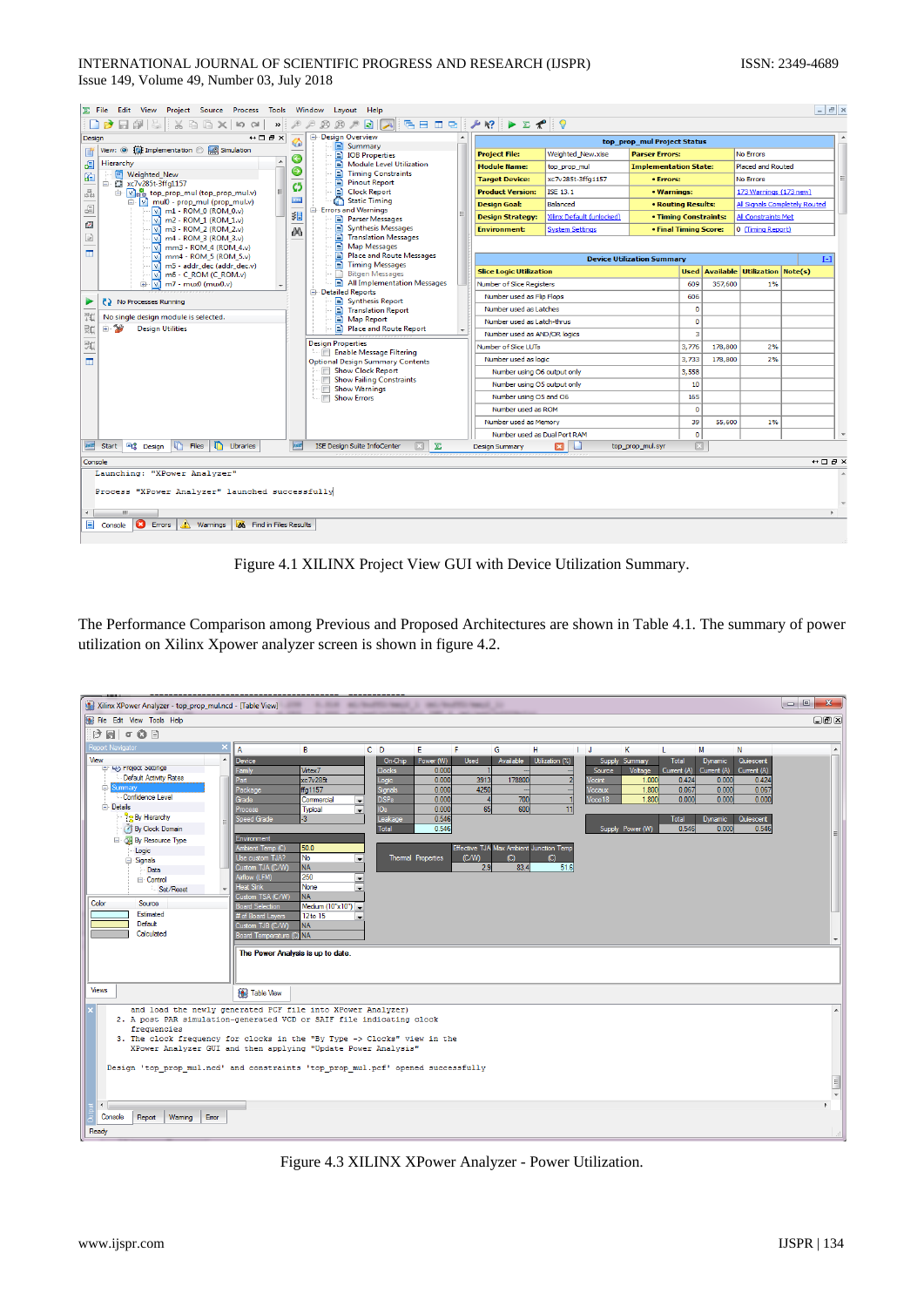Figure 4.1 XILINX Project View GUI with Device Utilization Summary.

The Performance Comparison among Previous and Proposed Architectures are shown in Table 4.1. The summary of power utilization on Xilinx Xpower analyzer screen is shown in figure 4.2.

Figure 4.3 XILINX XPower Analyzer - Power Utilization.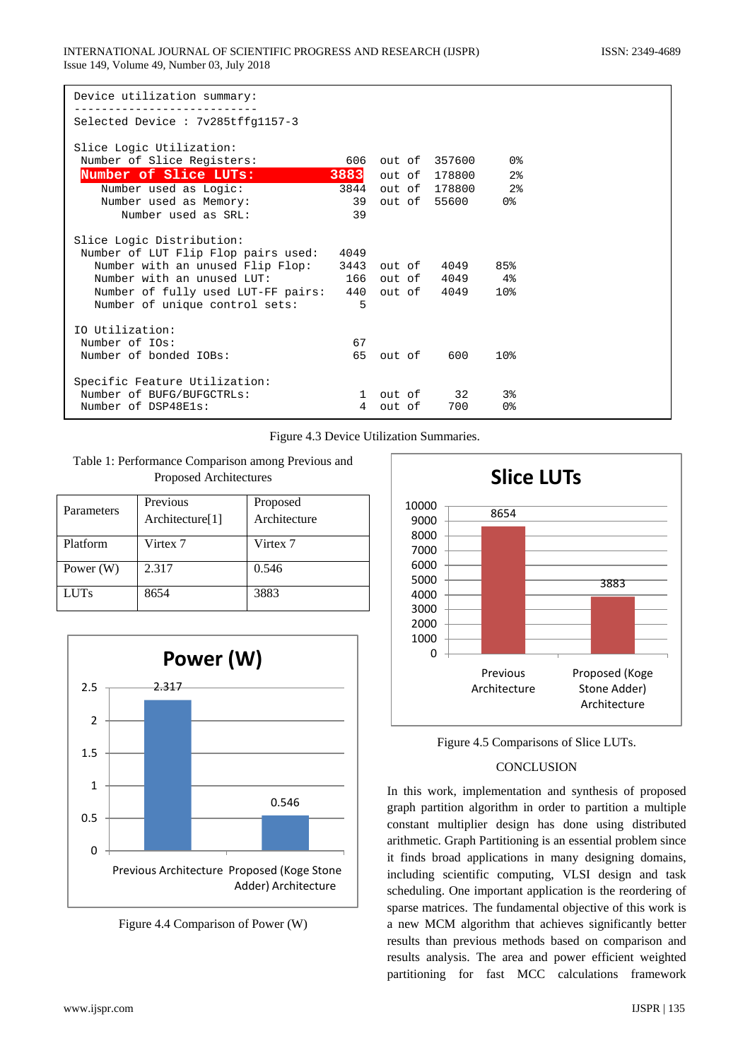```
Device utilization summary:
---------------------------
Selected Device : 7v285tffg1157-3

Slice Logic Utilization:
 Number of Slice Registers:              606  out of  357600     0%
 Number of Slice LUTs:                  3883  out of  178800     2%
    Number used as Logic:               3844  out of  178800     2%
    Number used as Memory:                39  out of   55600     0%
       Number used as SRL:                39

Slice Logic Distribution:
 Number of LUT Flip Flop pairs used:    4049
   Number with an unused Flip Flop:     3443  out of    4049    85%
   Number with an unused LUT:            166  out of    4049     4%
   Number of fully used LUT-FF pairs:    440  out of    4049    10%
   Number of unique control sets:          5

IO Utilization:
 Number of IOs:                           67
 Number of bonded IOBs:                   65  out of     600    10%

Specific Feature Utilization:
 Number of BUFG/BUFGCTRLs:                 1  out of      32     3%
 Number of DSP48E1s:                       4  out of     700     0%
```

Figure 4.3 Device Utilization Summaries.

Table 1: Performance Comparison among Previous and Proposed Architectures

| Parameters | Previous Architecture[1] | Proposed Architecture |
|---|---|---|
| Platform | Virtex 7 | Virtex 7 |
| Power (W) | 2.317 | 0.546 |
| LUTs | 8654 | 3883 |

Figure 4.4 Comparison of Power (W)

Figure 4.5 Comparisons of Slice LUTs.

## CONCLUSION

In this work, implementation and synthesis of proposed graph partition algorithm in order to partition a multiple constant multiplier design has done using distributed arithmetic. Graph Partitioning is an essential problem since it finds broad applications in many designing domains, including scientific computing, VLSI design and task scheduling. One important application is the reordering of sparse matrices. The fundamental objective of this work is a new MCM algorithm that achieves significantly better results than previous methods based on comparison and results analysis. The area and power efficient weighted partitioning for fast MCM calculations framework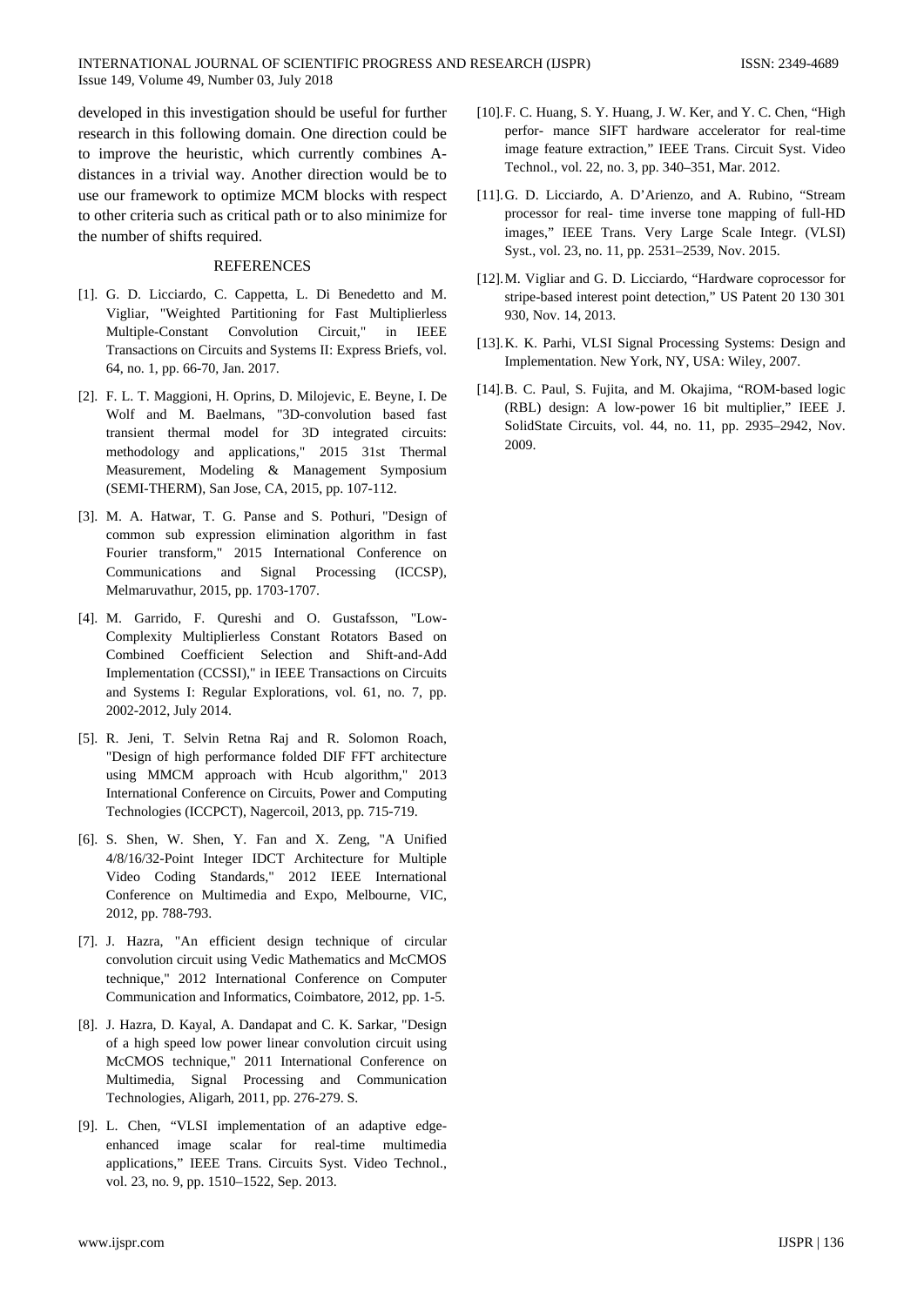developed in this investigation should be useful for further research in this following domain. One direction could be to improve the heuristic, which currently combines A-distances in a trivial way. Another direction would be to use our framework to optimize MCM blocks with respect to other criteria such as critical path or to also minimize for the number of shifts required.

## REFERENCES

[1]. G. D. Licciardo, C. Cappetta, L. Di Benedetto and M. Vigliar, "Weighted Partitioning for Fast Multiplierless Multiple-Constant Convolution Circuit," in IEEE Transactions on Circuits and Systems II: Express Briefs, vol. 64, no. 1, pp. 66-70, Jan. 2017.

[2]. F. L. T. Maggioni, H. Oprins, D. Milojevic, E. Beyne, I. De Wolf and M. Baelmans, "3D-convolution based fast transient thermal model for 3D integrated circuits: methodology and applications," 2015 31st Thermal Measurement, Modeling & Management Symposium (SEMI-THERM), San Jose, CA, 2015, pp. 107-112.

[3]. M. A. Hatwar, T. G. Panse and S. Pothuri, "Design of common sub expression elimination algorithm in fast Fourier transform," 2015 International Conference on Communications and Signal Processing (ICCSP), Melmaruvathur, 2015, pp. 1703-1707.

[4]. M. Garrido, F. Qureshi and O. Gustafsson, "Low-Complexity Multiplierless Constant Rotators Based on Combined Coefficient Selection and Shift-and-Add Implementation (CCSSI)," in IEEE Transactions on Circuits and Systems I: Regular Explorations, vol. 61, no. 7, pp. 2002-2012, July 2014.

[5]. R. Jeni, T. Selvin Retna Raj and R. Solomon Roach, "Design of high performance folded DIF FFT architecture using MMCM approach with Hcub algorithm," 2013 International Conference on Circuits, Power and Computing Technologies (ICCPCT), Nagercoil, 2013, pp. 715-719.

[6]. S. Shen, W. Shen, Y. Fan and X. Zeng, "A Unified 4/8/16/32-Point Integer IDCT Architecture for Multiple Video Coding Standards," 2012 IEEE International Conference on Multimedia and Expo, Melbourne, VIC, 2012, pp. 788-793.

[7]. J. Hazra, "An efficient design technique of circular convolution circuit using Vedic Mathematics and McCMOS technique," 2012 International Conference on Computer Communication and Informatics, Coimbatore, 2012, pp. 1-5.

[8]. J. Hazra, D. Kayal, A. Dandapat and C. K. Sarkar, "Design of a high speed low power linear convolution circuit using McCMOS technique," 2011 International Conference on Multimedia, Signal Processing and Communication Technologies, Aligarh, 2011, pp. 276-279. S.

[9]. L. Chen, "VLSI implementation of an adaptive edge-enhanced image scalar for real-time multimedia applications," IEEE Trans. Circuits Syst. Video Technol., vol. 23, no. 9, pp. 1510–1522, Sep. 2013.

[10]. F. C. Huang, S. Y. Huang, J. W. Ker, and Y. C. Chen, "High perfor- mance SIFT hardware accelerator for real-time image feature extraction," IEEE Trans. Circuit Syst. Video Technol., vol. 22, no. 3, pp. 340–351, Mar. 2012.

[11]. G. D. Licciardo, A. D'Arienzo, and A. Rubino, "Stream processor for real- time inverse tone mapping of full-HD images," IEEE Trans. Very Large Scale Integr. (VLSI) Syst., vol. 23, no. 11, pp. 2531–2539, Nov. 2015.

[12]. M. Vigliar and G. D. Licciardo, "Hardware coprocessor for stripe-based interest point detection," US Patent 20 130 301 930, Nov. 14, 2013.

[13]. K. K. Parhi, VLSI Signal Processing Systems: Design and Implementation. New York, NY, USA: Wiley, 2007.

[14]. B. C. Paul, S. Fujita, and M. Okajima, "ROM-based logic (RBL) design: A low-power 16 bit multiplier," IEEE J. SolidState Circuits, vol. 44, no. 11, pp. 2935–2942, Nov. 2009.